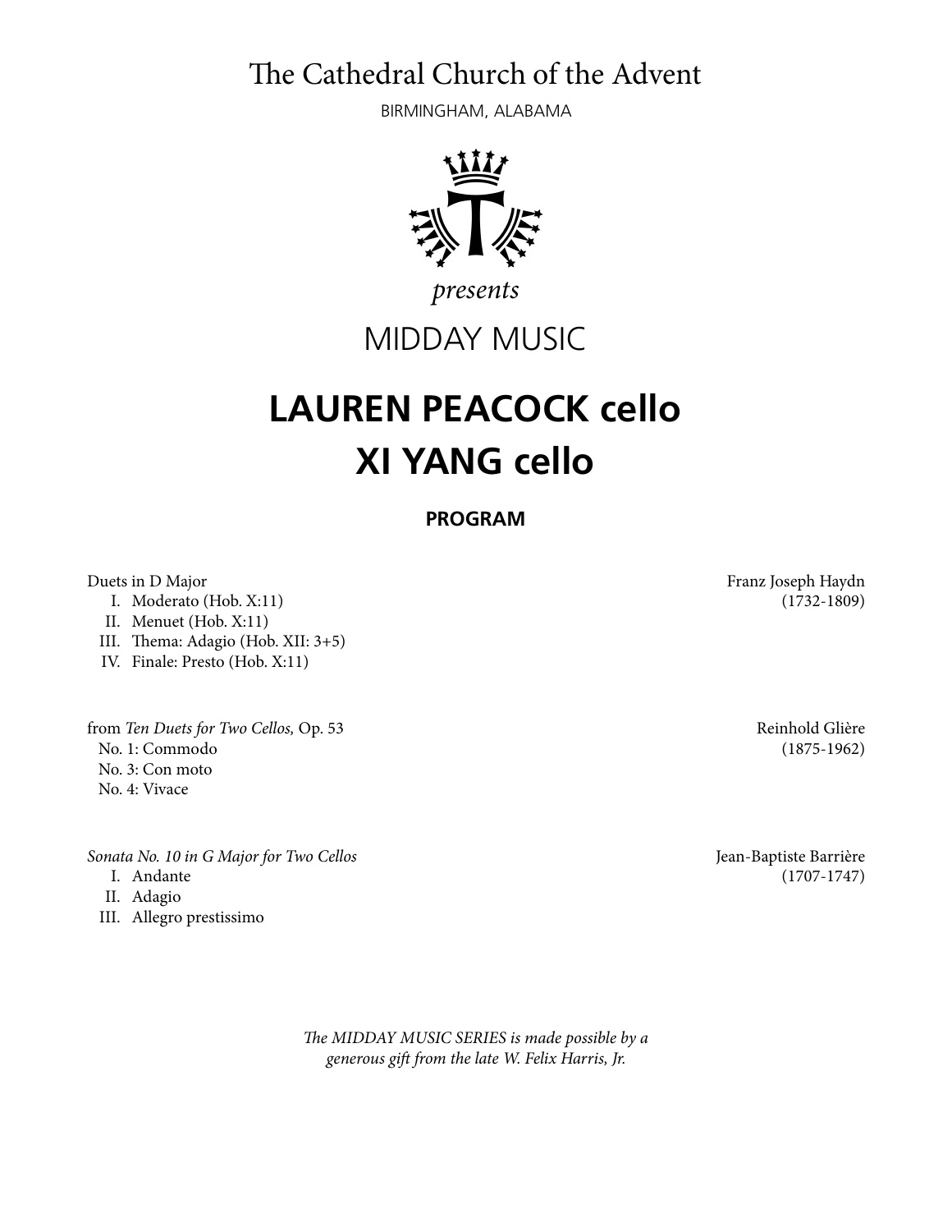The Cathedral Church of the Advent

BIRMINGHAM, ALABAMA

*presents*

MIDDAY MUSIC

# LAUREN PEACOCK cello
# XI YANG cello

**PROGRAM**

Duets in D Major — Franz Joseph Haydn (1732-1809)

I. Moderato (Hob. X:11)
II. Menuet (Hob. X:11)
III. Thema: Adagio (Hob. XII: 3+5)
IV. Finale: Presto (Hob. X:11)

from *Ten Duets for Two Cellos,* Op. 53 — Reinhold Glière (1875-1962)

No. 1: Commodo
No. 3: Con moto
No. 4: Vivace

*Sonata No. 10 in G Major for Two Cellos* — Jean-Baptiste Barrière (1707-1747)

I. Andante
II. Adagio
III. Allegro prestissimo

*The MIDDAY MUSIC SERIES is made possible by a generous gift from the late W. Felix Harris, Jr.*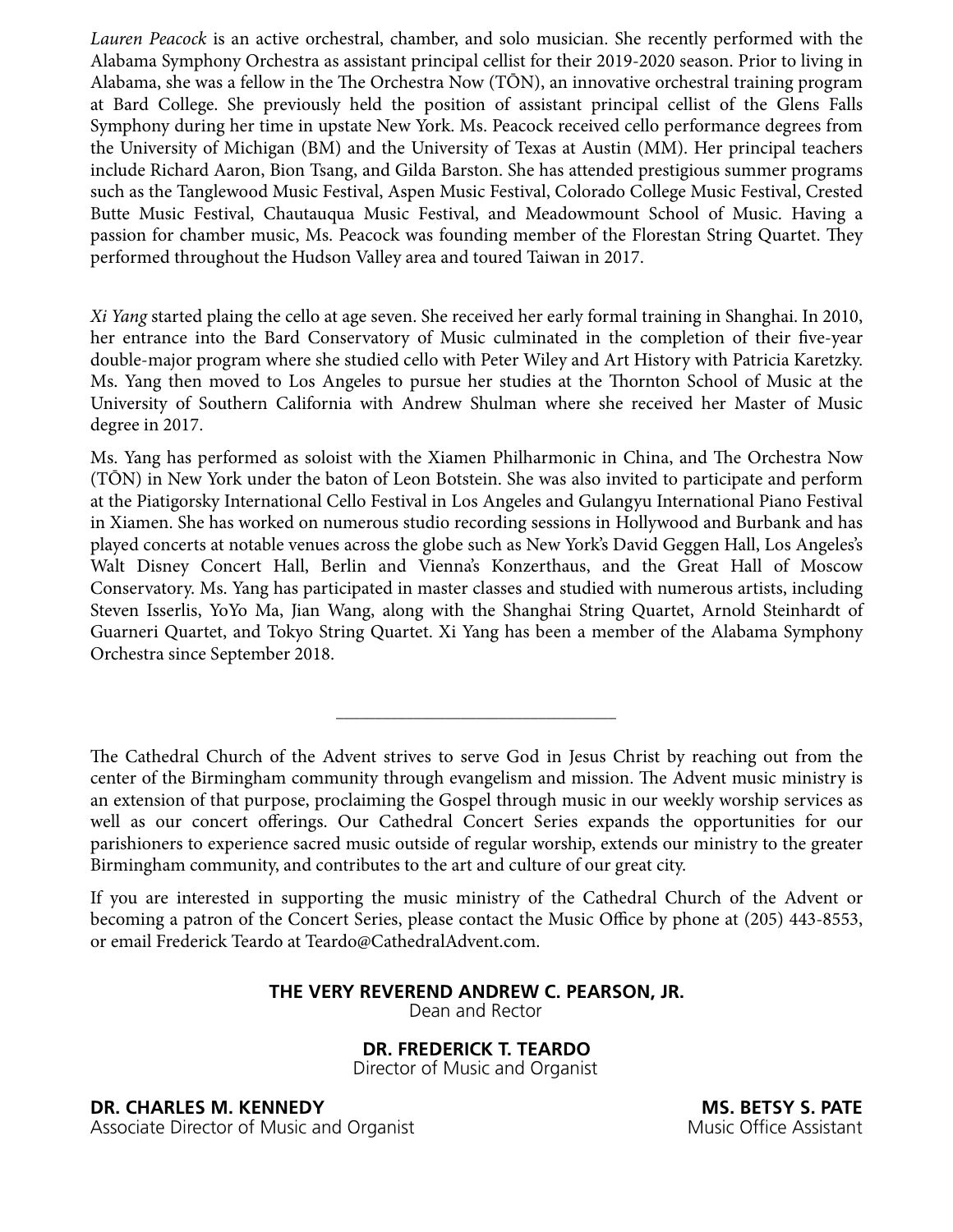*Lauren Peacock* is an active orchestral, chamber, and solo musician. She recently performed with the Alabama Symphony Orchestra as assistant principal cellist for their 2019-2020 season. Prior to living in Alabama, she was a fellow in the The Orchestra Now (TŌN), an innovative orchestral training program at Bard College. She previously held the position of assistant principal cellist of the Glens Falls Symphony during her time in upstate New York. Ms. Peacock received cello performance degrees from the University of Michigan (BM) and the University of Texas at Austin (MM). Her principal teachers include Richard Aaron, Bion Tsang, and Gilda Barston. She has attended prestigious summer programs such as the Tanglewood Music Festival, Aspen Music Festival, Colorado College Music Festival, Crested Butte Music Festival, Chautauqua Music Festival, and Meadowmount School of Music. Having a passion for chamber music, Ms. Peacock was founding member of the Florestan String Quartet. They performed throughout the Hudson Valley area and toured Taiwan in 2017.

*Xi Yang* started plaing the cello at age seven. She received her early formal training in Shanghai. In 2010, her entrance into the Bard Conservatory of Music culminated in the completion of their five-year double-major program where she studied cello with Peter Wiley and Art History with Patricia Karetzky. Ms. Yang then moved to Los Angeles to pursue her studies at the Thornton School of Music at the University of Southern California with Andrew Shulman where she received her Master of Music degree in 2017.

Ms. Yang has performed as soloist with the Xiamen Philharmonic in China, and The Orchestra Now (TŌN) in New York under the baton of Leon Botstein. She was also invited to participate and perform at the Piatigorsky International Cello Festival in Los Angeles and Gulangyu International Piano Festival in Xiamen. She has worked on numerous studio recording sessions in Hollywood and Burbank and has played concerts at notable venues across the globe such as New York's David Geggen Hall, Los Angeles's Walt Disney Concert Hall, Berlin and Vienna's Konzerthaus, and the Great Hall of Moscow Conservatory. Ms. Yang has participated in master classes and studied with numerous artists, including Steven Isserlis, YoYo Ma, Jian Wang, along with the Shanghai String Quartet, Arnold Steinhardt of Guarneri Quartet, and Tokyo String Quartet. Xi Yang has been a member of the Alabama Symphony Orchestra since September 2018.

---

The Cathedral Church of the Advent strives to serve God in Jesus Christ by reaching out from the center of the Birmingham community through evangelism and mission. The Advent music ministry is an extension of that purpose, proclaiming the Gospel through music in our weekly worship services as well as our concert offerings. Our Cathedral Concert Series expands the opportunities for our parishioners to experience sacred music outside of regular worship, extends our ministry to the greater Birmingham community, and contributes to the art and culture of our great city.

If you are interested in supporting the music ministry of the Cathedral Church of the Advent or becoming a patron of the Concert Series, please contact the Music Office by phone at (205) 443-8553, or email Frederick Teardo at Teardo@CathedralAdvent.com.

**THE VERY REVEREND ANDREW C. PEARSON, JR.**
Dean and Rector

**DR. FREDERICK T. TEARDO**
Director of Music and Organist

**DR. CHARLES M. KENNEDY**
Associate Director of Music and Organist

**MS. BETSY S. PATE**
Music Office Assistant